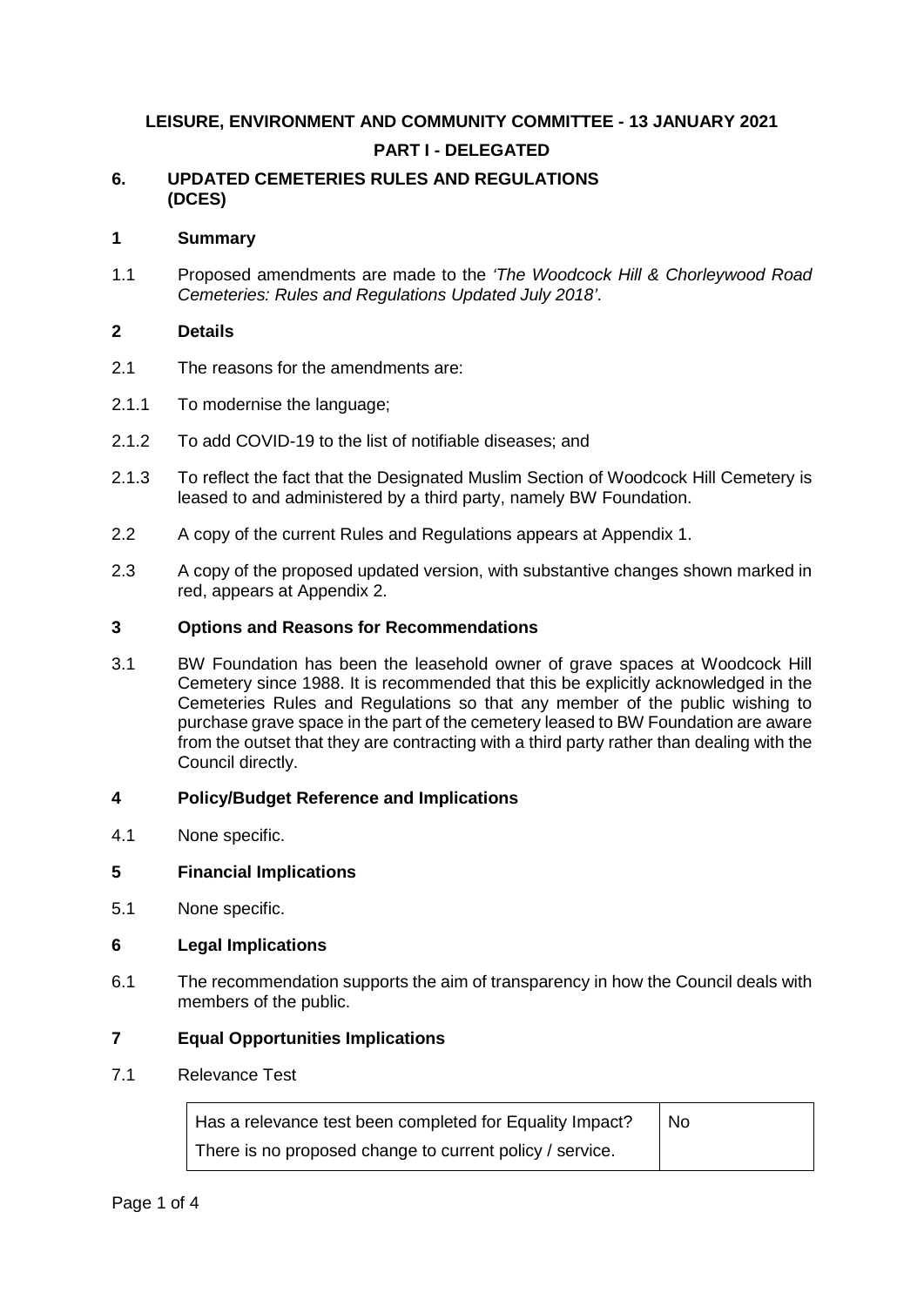**LEISURE, ENVIRONMENT AND COMMUNITY COMMITTEE - 13 JANUARY 2021**

**PART I - DELEGATED**

## 6. UPDATED CEMETERIES RULES AND REGULATIONS (DCES)

### 1 Summary

1.1 Proposed amendments are made to the *'The Woodcock Hill & Chorleywood Road Cemeteries: Rules and Regulations Updated July 2018'*.

### 2 Details

2.1 The reasons for the amendments are:

2.1.1 To modernise the language;

2.1.2 To add COVID-19 to the list of notifiable diseases; and

2.1.3 To reflect the fact that the Designated Muslim Section of Woodcock Hill Cemetery is leased to and administered by a third party, namely BW Foundation.

2.2 A copy of the current Rules and Regulations appears at Appendix 1.

2.3 A copy of the proposed updated version, with substantive changes shown marked in red, appears at Appendix 2.

### 3 Options and Reasons for Recommendations

3.1 BW Foundation has been the leasehold owner of grave spaces at Woodcock Hill Cemetery since 1988. It is recommended that this be explicitly acknowledged in the Cemeteries Rules and Regulations so that any member of the public wishing to purchase grave space in the part of the cemetery leased to BW Foundation are aware from the outset that they are contracting with a third party rather than dealing with the Council directly.

### 4 Policy/Budget Reference and Implications

4.1 None specific.

### 5 Financial Implications

5.1 None specific.

### 6 Legal Implications

6.1 The recommendation supports the aim of transparency in how the Council deals with members of the public.

### 7 Equal Opportunities Implications

7.1 Relevance Test

| Has a relevance test been completed for Equality Impact? There is no proposed change to current policy / service. | No |
|---|---|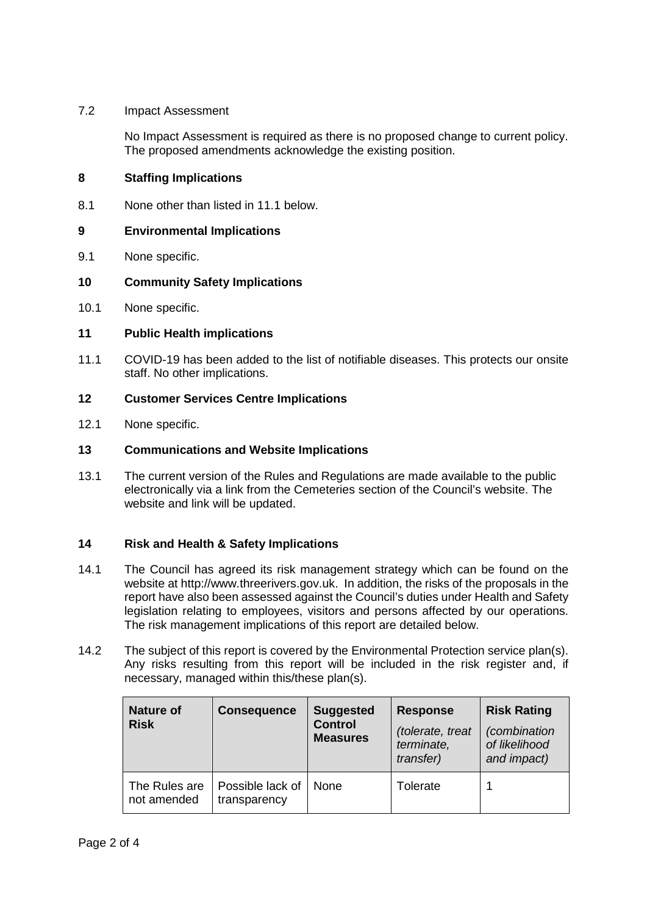7.2 Impact Assessment

No Impact Assessment is required as there is no proposed change to current policy. The proposed amendments acknowledge the existing position.

## 8 Staffing Implications

8.1 None other than listed in 11.1 below.

## 9 Environmental Implications

9.1 None specific.

## 10 Community Safety Implications

10.1 None specific.

## 11 Public Health implications

11.1 COVID-19 has been added to the list of notifiable diseases. This protects our onsite staff. No other implications.

## 12 Customer Services Centre Implications

12.1 None specific.

## 13 Communications and Website Implications

13.1 The current version of the Rules and Regulations are made available to the public electronically via a link from the Cemeteries section of the Council's website. The website and link will be updated.

## 14 Risk and Health & Safety Implications

14.1 The Council has agreed its risk management strategy which can be found on the website at http://www.threerivers.gov.uk. In addition, the risks of the proposals in the report have also been assessed against the Council's duties under Health and Safety legislation relating to employees, visitors and persons affected by our operations. The risk management implications of this report are detailed below.

14.2 The subject of this report is covered by the Environmental Protection service plan(s). Any risks resulting from this report will be included in the risk register and, if necessary, managed within this/these plan(s).

| **Nature of Risk** | **Consequence** | **Suggested Control Measures** | **Response** *(tolerate, treat terminate, transfer)* | **Risk Rating** *(combination of likelihood and impact)* |
|---|---|---|---|---|
| The Rules are not amended | Possible lack of transparency | None | Tolerate | 1 |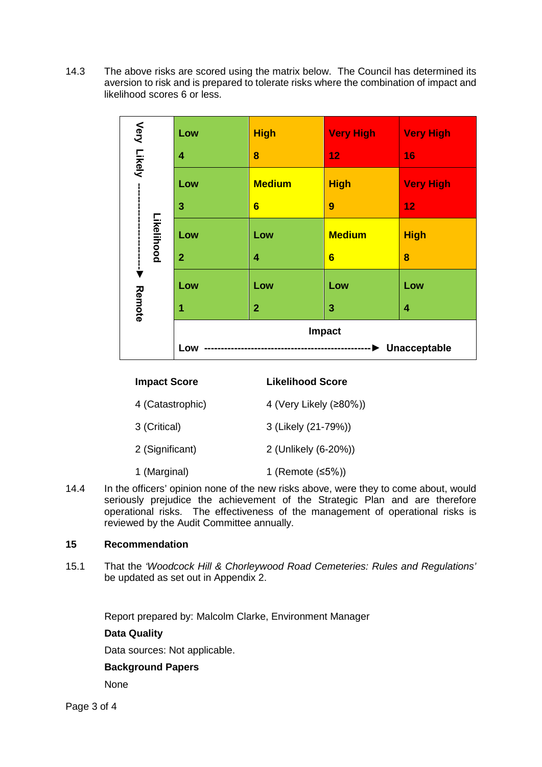14.3 The above risks are scored using the matrix below. The Council has determined its aversion to risk and is prepared to tolerate risks where the combination of impact and likelihood scores 6 or less.

| Likelihood (Very Likely ▼ Remote) | | | | |
|---|---|---|---|---|
| | Low 4 | High 8 | Very High 12 | Very High 16 |
| | Low 3 | Medium 6 | High 9 | Very High 12 |
| | Low 2 | Low 4 | Medium 6 | High 8 |
| | Low 1 | Low 2 | Low 3 | Low 4 |
| | Impact: Low ► Unacceptable | | | |

| Impact Score | Likelihood Score |
|---|---|
| 4 (Catastrophic) | 4 (Very Likely (≥80%)) |
| 3 (Critical) | 3 (Likely (21-79%)) |
| 2 (Significant) | 2 (Unlikely (6-20%)) |
| 1 (Marginal) | 1 (Remote (≤5%)) |

14.4 In the officers' opinion none of the new risks above, were they to come about, would seriously prejudice the achievement of the Strategic Plan and are therefore operational risks. The effectiveness of the management of operational risks is reviewed by the Audit Committee annually.

## 15 Recommendation

15.1 That the *'Woodcock Hill & Chorleywood Road Cemeteries: Rules and Regulations'* be updated as set out in Appendix 2.

Report prepared by: Malcolm Clarke, Environment Manager

**Data Quality**

Data sources: Not applicable.

**Background Papers**

None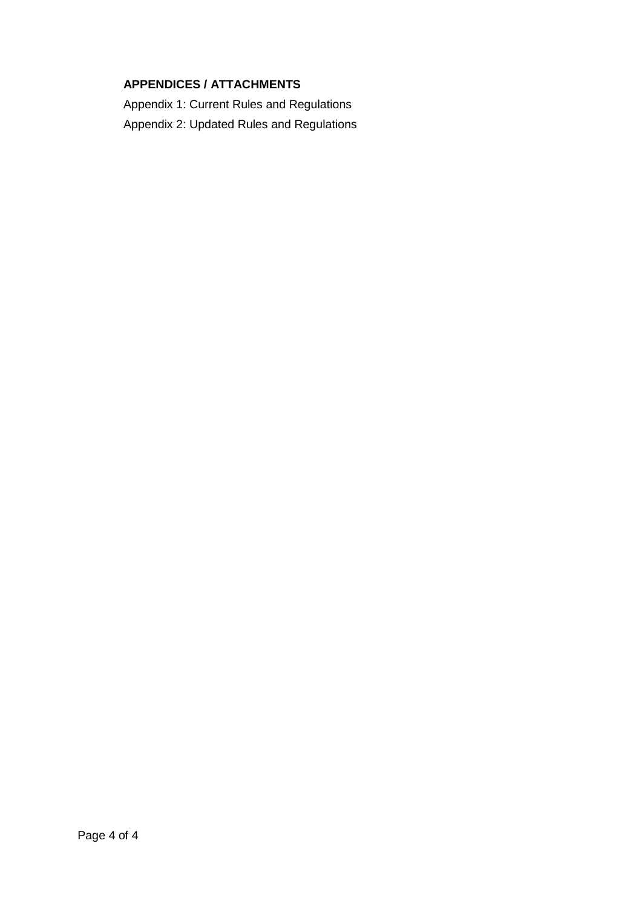**APPENDICES / ATTACHMENTS**

Appendix 1: Current Rules and Regulations

Appendix 2: Updated Rules and Regulations